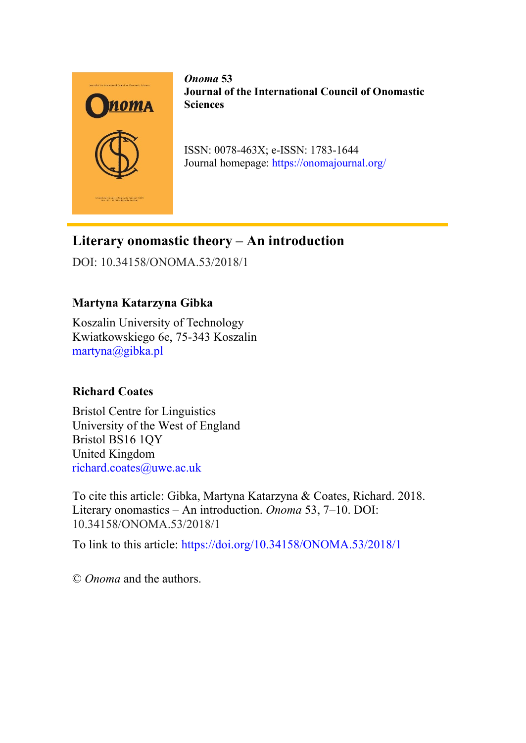***Onoma* 53**
**Journal of the International Council of Onomastic Sciences**

ISSN: 0078-463X; e-ISSN: 1783-1644
Journal homepage: https://onomajournal.org/

# Literary onomastic theory – An introduction

DOI: 10.34158/ONOMA.53/2018/1

**Martyna Katarzyna Gibka**

Koszalin University of Technology
Kwiatkowskiego 6e, 75-343 Koszalin
martyna@gibka.pl

**Richard Coates**

Bristol Centre for Linguistics
University of the West of England
Bristol BS16 1QY
United Kingdom
richard.coates@uwe.ac.uk

To cite this article: Gibka, Martyna Katarzyna & Coates, Richard. 2018. Literary onomastics – An introduction. *Onoma* 53, 7–10. DOI: 10.34158/ONOMA.53/2018/1

To link to this article: https://doi.org/10.34158/ONOMA.53/2018/1

© *Onoma* and the authors.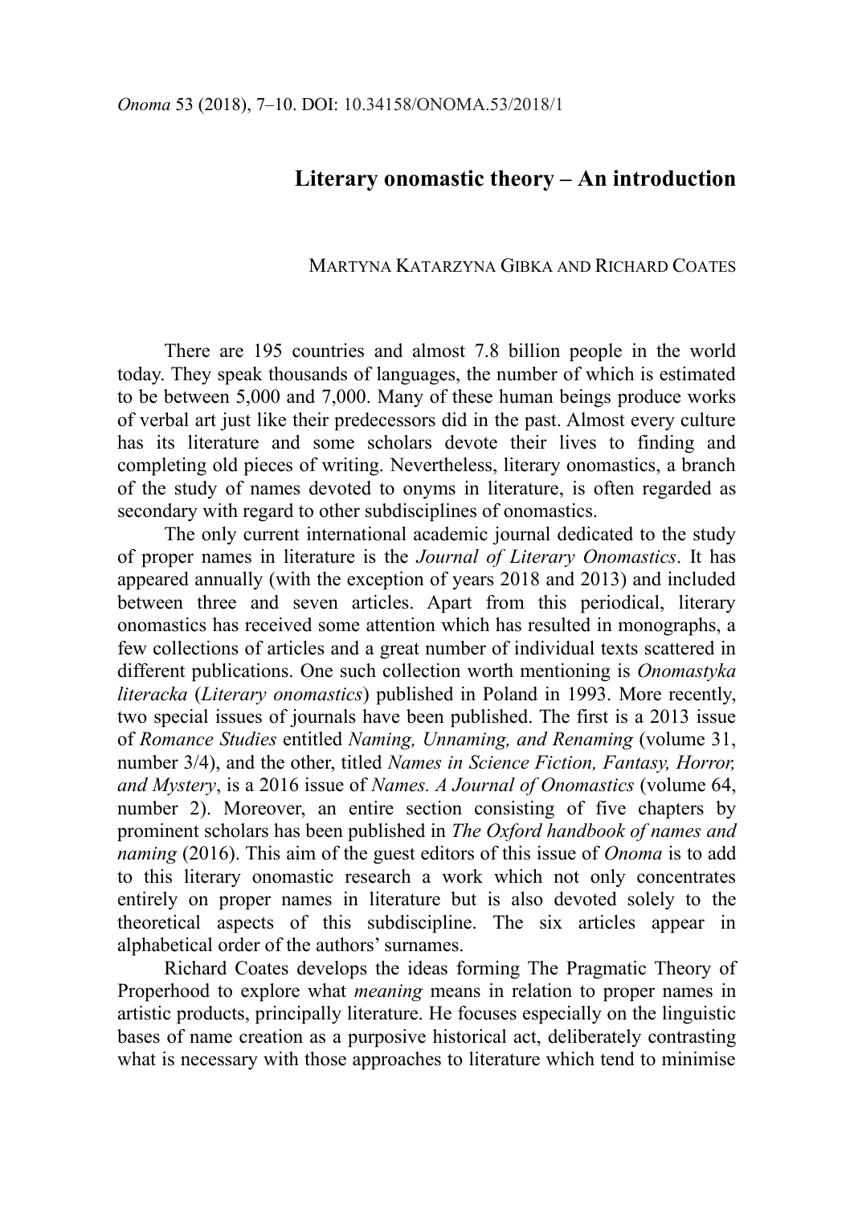# Literary onomastic theory – An introduction

MARTYNA KATARZYNA GIBKA AND RICHARD COATES

There are 195 countries and almost 7.8 billion people in the world today. They speak thousands of languages, the number of which is estimated to be between 5,000 and 7,000. Many of these human beings produce works of verbal art just like their predecessors did in the past. Almost every culture has its literature and some scholars devote their lives to finding and completing old pieces of writing. Nevertheless, literary onomastics, a branch of the study of names devoted to onyms in literature, is often regarded as secondary with regard to other subdisciplines of onomastics.

The only current international academic journal dedicated to the study of proper names in literature is the *Journal of Literary Onomastics*. It has appeared annually (with the exception of years 2018 and 2013) and included between three and seven articles. Apart from this periodical, literary onomastics has received some attention which has resulted in monographs, a few collections of articles and a great number of individual texts scattered in different publications. One such collection worth mentioning is *Onomastyka literacka* (*Literary onomastics*) published in Poland in 1993. More recently, two special issues of journals have been published. The first is a 2013 issue of *Romance Studies* entitled *Naming, Unnaming, and Renaming* (volume 31, number 3/4), and the other, titled *Names in Science Fiction, Fantasy, Horror, and Mystery*, is a 2016 issue of *Names. A Journal of Onomastics* (volume 64, number 2). Moreover, an entire section consisting of five chapters by prominent scholars has been published in *The Oxford handbook of names and naming* (2016). This aim of the guest editors of this issue of *Onoma* is to add to this literary onomastic research a work which not only concentrates entirely on proper names in literature but is also devoted solely to the theoretical aspects of this subdiscipline. The six articles appear in alphabetical order of the authors' surnames.

Richard Coates develops the ideas forming The Pragmatic Theory of Properhood to explore what *meaning* means in relation to proper names in artistic products, principally literature. He focuses especially on the linguistic bases of name creation as a purposive historical act, deliberately contrasting what is necessary with those approaches to literature which tend to minimise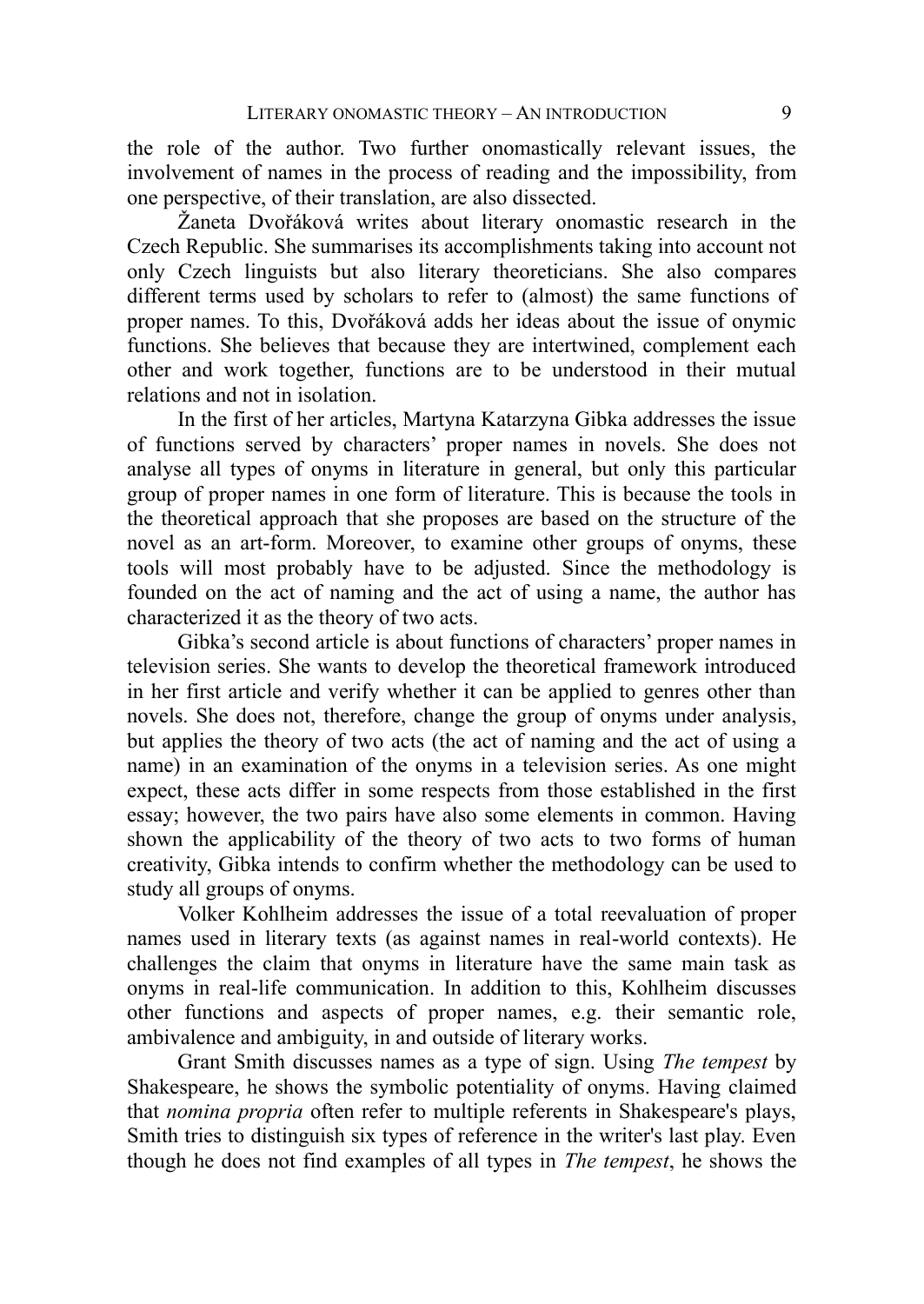the role of the author. Two further onomastically relevant issues, the involvement of names in the process of reading and the impossibility, from one perspective, of their translation, are also dissected.

Žaneta Dvořáková writes about literary onomastic research in the Czech Republic. She summarises its accomplishments taking into account not only Czech linguists but also literary theoreticians. She also compares different terms used by scholars to refer to (almost) the same functions of proper names. To this, Dvořáková adds her ideas about the issue of onymic functions. She believes that because they are intertwined, complement each other and work together, functions are to be understood in their mutual relations and not in isolation.

In the first of her articles, Martyna Katarzyna Gibka addresses the issue of functions served by characters' proper names in novels. She does not analyse all types of onyms in literature in general, but only this particular group of proper names in one form of literature. This is because the tools in the theoretical approach that she proposes are based on the structure of the novel as an art-form. Moreover, to examine other groups of onyms, these tools will most probably have to be adjusted. Since the methodology is founded on the act of naming and the act of using a name, the author has characterized it as the theory of two acts.

Gibka's second article is about functions of characters' proper names in television series. She wants to develop the theoretical framework introduced in her first article and verify whether it can be applied to genres other than novels. She does not, therefore, change the group of onyms under analysis, but applies the theory of two acts (the act of naming and the act of using a name) in an examination of the onyms in a television series. As one might expect, these acts differ in some respects from those established in the first essay; however, the two pairs have also some elements in common. Having shown the applicability of the theory of two acts to two forms of human creativity, Gibka intends to confirm whether the methodology can be used to study all groups of onyms.

Volker Kohlheim addresses the issue of a total reevaluation of proper names used in literary texts (as against names in real-world contexts). He challenges the claim that onyms in literature have the same main task as onyms in real-life communication. In addition to this, Kohlheim discusses other functions and aspects of proper names, e.g. their semantic role, ambivalence and ambiguity, in and outside of literary works.

Grant Smith discusses names as a type of sign. Using *The tempest* by Shakespeare, he shows the symbolic potentiality of onyms. Having claimed that *nomina propria* often refer to multiple referents in Shakespeare's plays, Smith tries to distinguish six types of reference in the writer's last play. Even though he does not find examples of all types in *The tempest*, he shows the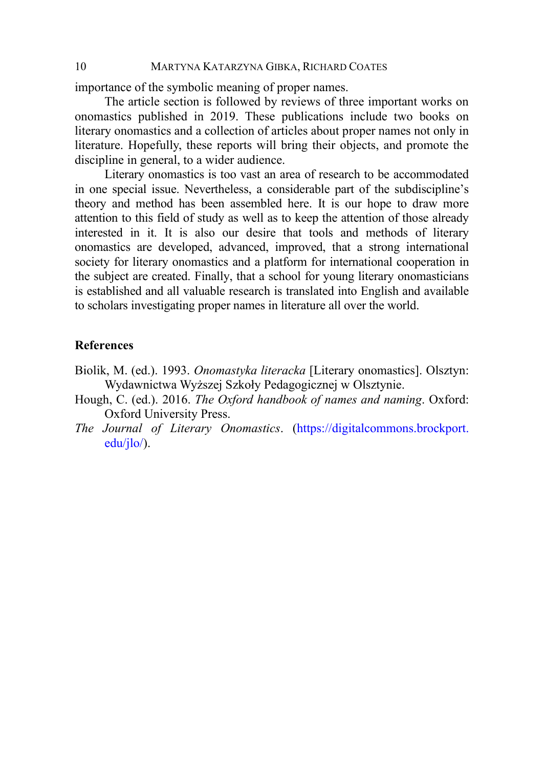importance of the symbolic meaning of proper names.

The article section is followed by reviews of three important works on onomastics published in 2019. These publications include two books on literary onomastics and a collection of articles about proper names not only in literature. Hopefully, these reports will bring their objects, and promote the discipline in general, to a wider audience.

Literary onomastics is too vast an area of research to be accommodated in one special issue. Nevertheless, a considerable part of the subdiscipline's theory and method has been assembled here. It is our hope to draw more attention to this field of study as well as to keep the attention of those already interested in it. It is also our desire that tools and methods of literary onomastics are developed, advanced, improved, that a strong international society for literary onomastics and a platform for international cooperation in the subject are created. Finally, that a school for young literary onomasticians is established and all valuable research is translated into English and available to scholars investigating proper names in literature all over the world.

## References

Biolik, M. (ed.). 1993. *Onomastyka literacka* [Literary onomastics]. Olsztyn: Wydawnictwa Wyższej Szkoły Pedagogicznej w Olsztynie.

Hough, C. (ed.). 2016. *The Oxford handbook of names and naming*. Oxford: Oxford University Press.

*The Journal of Literary Onomastics*. (https://digitalcommons.brockport.edu/jlo/).